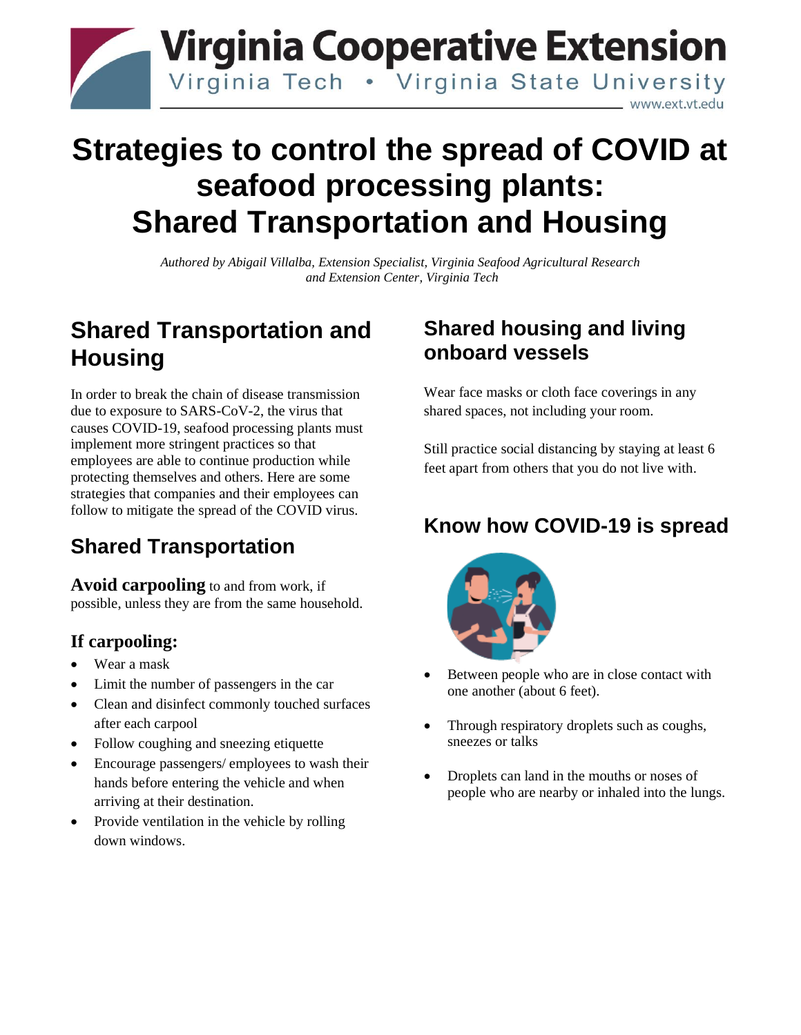# Strategies to control the spread of COVID at seafood processing plants: Shared Transportation and Housing

*Authored by Abigail Villalba, Extension Specialist, Virginia Seafood Agricultural Research and Extension Center, Virginia Tech*

## Shared Transportation and Housing

In order to break the chain of disease transmission due to exposure to SARS-CoV-2, the virus that causes COVID-19, seafood processing plants must implement more stringent practices so that employees are able to continue production while protecting themselves and others. Here are some strategies that companies and their employees can follow to mitigate the spread of the COVID virus.

## Shared Transportation

**Avoid carpooling** to and from work, if possible, unless they are from the same household.

### If carpooling:

- Wear a mask
- Limit the number of passengers in the car
- Clean and disinfect commonly touched surfaces after each carpool
- Follow coughing and sneezing etiquette
- Encourage passengers/ employees to wash their hands before entering the vehicle and when arriving at their destination.
- Provide ventilation in the vehicle by rolling down windows.

## Shared housing and living onboard vessels

Wear face masks or cloth face coverings in any shared spaces, not including your room.

Still practice social distancing by staying at least 6 feet apart from others that you do not live with.

## Know how COVID-19 is spread

- Between people who are in close contact with one another (about 6 feet).
- Through respiratory droplets such as coughs, sneezes or talks
- Droplets can land in the mouths or noses of people who are nearby or inhaled into the lungs.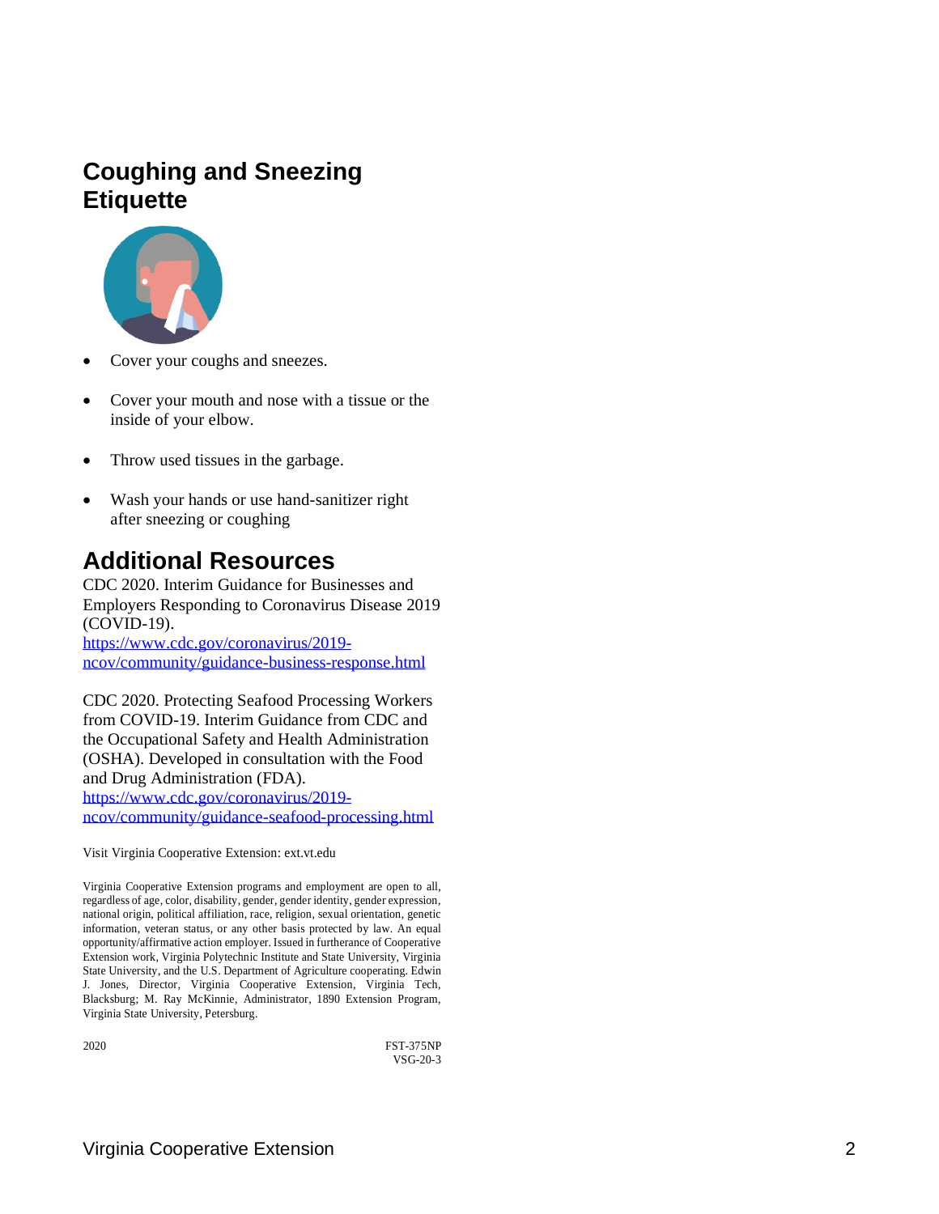## Coughing and Sneezing Etiquette

- Cover your coughs and sneezes.
- Cover your mouth and nose with a tissue or the inside of your elbow.
- Throw used tissues in the garbage.
- Wash your hands or use hand-sanitizer right after sneezing or coughing

## Additional Resources

CDC 2020. Interim Guidance for Businesses and Employers Responding to Coronavirus Disease 2019 (COVID-19). https://www.cdc.gov/coronavirus/2019-ncov/community/guidance-business-response.html

CDC 2020. Protecting Seafood Processing Workers from COVID-19. Interim Guidance from CDC and the Occupational Safety and Health Administration (OSHA). Developed in consultation with the Food and Drug Administration (FDA). https://www.cdc.gov/coronavirus/2019-ncov/community/guidance-seafood-processing.html

Visit Virginia Cooperative Extension: ext.vt.edu

Virginia Cooperative Extension programs and employment are open to all, regardless of age, color, disability, gender, gender identity, gender expression, national origin, political affiliation, race, religion, sexual orientation, genetic information, veteran status, or any other basis protected by law. An equal opportunity/affirmative action employer. Issued in furtherance of Cooperative Extension work, Virginia Polytechnic Institute and State University, Virginia State University, and the U.S. Department of Agriculture cooperating. Edwin J. Jones, Director, Virginia Cooperative Extension, Virginia Tech, Blacksburg; M. Ray McKinnie, Administrator, 1890 Extension Program, Virginia State University, Petersburg.

2020

FST-375NP
VSG-20-3